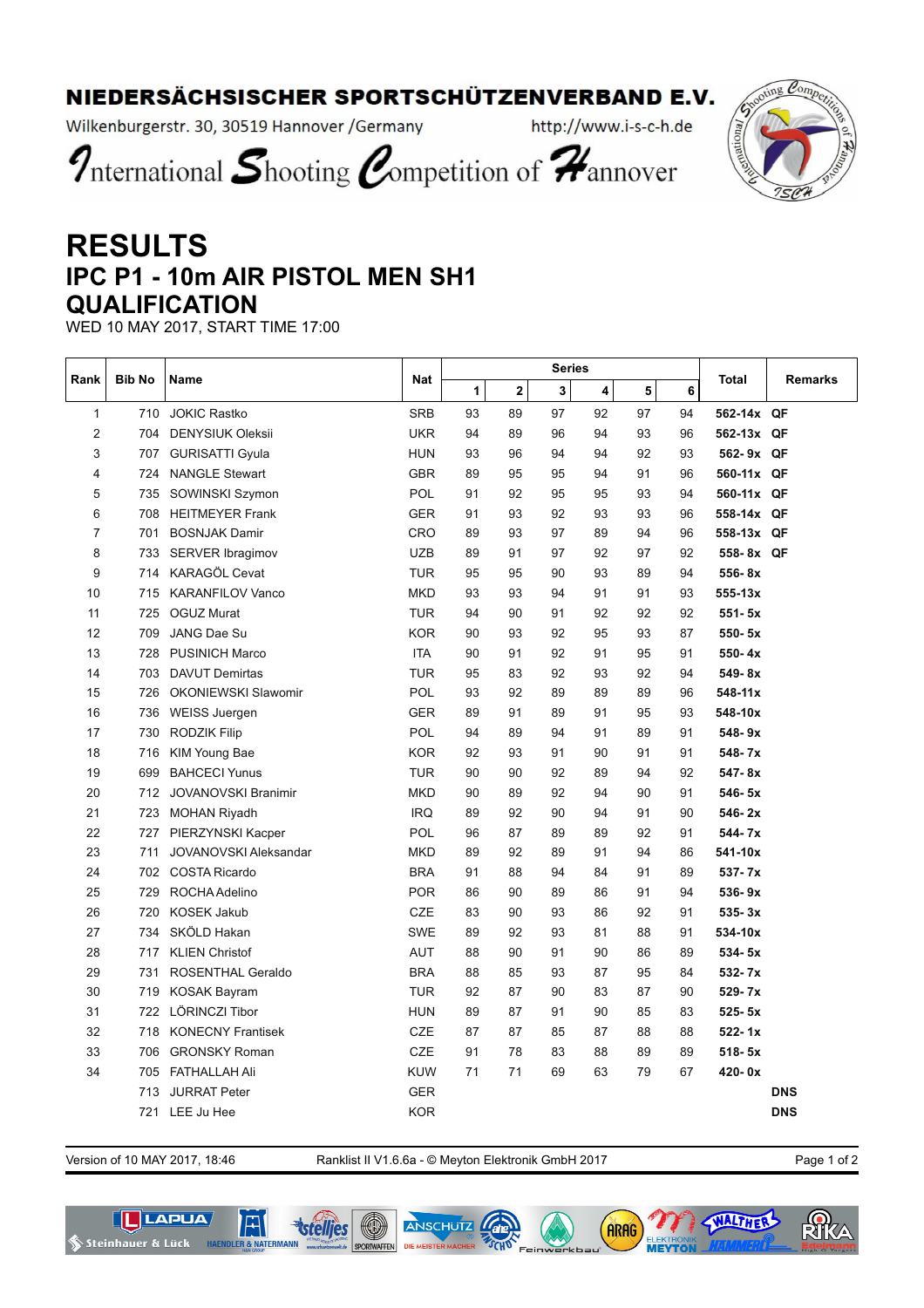# NIEDERSÄCHSISCHER SPORTSCHÜTZENVERBAND E.V.

Wilkenburgerstr. 30, 30519 Hannover /Germany http://www.i-s-c-h.de

International Shooting Competition of Hannover

# RESULTS

## IPC P1 - 10m AIR PISTOL MEN SH1

## QUALIFICATION

WED 10 MAY 2017, START TIME 17:00

| Rank | Bib No | Name | Nat | Series | | | | | | Total | Remarks |
|---|---|---|---|---|---|---|---|---|---|---|---|
| | | | | 1 | 2 | 3 | 4 | 5 | 6 | | |
| 1 | 710 | JOKIC Rastko | SRB | 93 | 89 | 97 | 92 | 97 | 94 | **562-14x** | **QF** |
| 2 | 704 | DENYSIUK Oleksii | UKR | 94 | 89 | 96 | 94 | 93 | 96 | **562-13x** | **QF** |
| 3 | 707 | GURISATTI Gyula | HUN | 93 | 96 | 94 | 94 | 92 | 93 | **562- 9x** | **QF** |
| 4 | 724 | NANGLE Stewart | GBR | 89 | 95 | 95 | 94 | 91 | 96 | **560-11x** | **QF** |
| 5 | 735 | SOWINSKI Szymon | POL | 91 | 92 | 95 | 95 | 93 | 94 | **560-11x** | **QF** |
| 6 | 708 | HEITMEYER Frank | GER | 91 | 93 | 92 | 93 | 93 | 96 | **558-14x** | **QF** |
| 7 | 701 | BOSNJAK Damir | CRO | 89 | 93 | 97 | 89 | 94 | 96 | **558-13x** | **QF** |
| 8 | 733 | SERVER Ibragimov | UZB | 89 | 91 | 97 | 92 | 97 | 92 | **558- 8x** | **QF** |
| 9 | 714 | KARAGÖL Cevat | TUR | 95 | 95 | 90 | 93 | 89 | 94 | **556- 8x** | |
| 10 | 715 | KARANFILOV Vanco | MKD | 93 | 93 | 94 | 91 | 91 | 93 | **555-13x** | |
| 11 | 725 | OGUZ Murat | TUR | 94 | 90 | 91 | 92 | 92 | 92 | **551- 5x** | |
| 12 | 709 | JANG Dae Su | KOR | 90 | 93 | 92 | 95 | 93 | 87 | **550- 5x** | |
| 13 | 728 | PUSINICH Marco | ITA | 90 | 91 | 92 | 91 | 95 | 91 | **550- 4x** | |
| 14 | 703 | DAVUT Demirtas | TUR | 95 | 83 | 92 | 93 | 92 | 94 | **549- 8x** | |
| 15 | 726 | OKONIEWSKI Slawomir | POL | 93 | 92 | 89 | 89 | 89 | 96 | **548-11x** | |
| 16 | 736 | WEISS Juergen | GER | 89 | 91 | 89 | 91 | 95 | 93 | **548-10x** | |
| 17 | 730 | RODZIK Filip | POL | 94 | 89 | 94 | 91 | 89 | 91 | **548- 9x** | |
| 18 | 716 | KIM Young Bae | KOR | 92 | 93 | 91 | 90 | 91 | 91 | **548- 7x** | |
| 19 | 699 | BAHCECI Yunus | TUR | 90 | 90 | 92 | 89 | 94 | 92 | **547- 8x** | |
| 20 | 712 | JOVANOVSKI Branimir | MKD | 90 | 89 | 92 | 94 | 90 | 91 | **546- 5x** | |
| 21 | 723 | MOHAN Riyadh | IRQ | 89 | 92 | 90 | 94 | 91 | 90 | **546- 2x** | |
| 22 | 727 | PIERZYNSKI Kacper | POL | 96 | 87 | 89 | 89 | 92 | 91 | **544- 7x** | |
| 23 | 711 | JOVANOVSKI Aleksandar | MKD | 89 | 92 | 89 | 91 | 94 | 86 | **541-10x** | |
| 24 | 702 | COSTA Ricardo | BRA | 91 | 88 | 94 | 84 | 91 | 89 | **537- 7x** | |
| 25 | 729 | ROCHA Adelino | POR | 86 | 90 | 89 | 86 | 91 | 94 | **536- 9x** | |
| 26 | 720 | KOSEK Jakub | CZE | 83 | 90 | 93 | 86 | 92 | 91 | **535- 3x** | |
| 27 | 734 | SKÖLD Hakan | SWE | 89 | 92 | 93 | 81 | 88 | 91 | **534-10x** | |
| 28 | 717 | KLIEN Christof | AUT | 88 | 90 | 91 | 90 | 86 | 89 | **534- 5x** | |
| 29 | 731 | ROSENTHAL Geraldo | BRA | 88 | 85 | 93 | 87 | 95 | 84 | **532- 7x** | |
| 30 | 719 | KOSAK Bayram | TUR | 92 | 87 | 90 | 83 | 87 | 90 | **529- 7x** | |
| 31 | 722 | LÖRINCZI Tibor | HUN | 89 | 87 | 91 | 90 | 85 | 83 | **525- 5x** | |
| 32 | 718 | KONECNY Frantisek | CZE | 87 | 87 | 85 | 87 | 88 | 88 | **522- 1x** | |
| 33 | 706 | GRONSKY Roman | CZE | 91 | 78 | 83 | 88 | 89 | 89 | **518- 5x** | |
| 34 | 705 | FATHALLAH Ali | KUW | 71 | 71 | 69 | 63 | 79 | 67 | **420- 0x** | |
| | 713 | JURRAT Peter | GER | | | | | | | | **DNS** |
| | 721 | LEE Ju Hee | KOR | | | | | | | | **DNS** |

Version of 10 MAY 2017, 18:46 Ranklist II V1.6.6a - © Meyton Elektronik GmbH 2017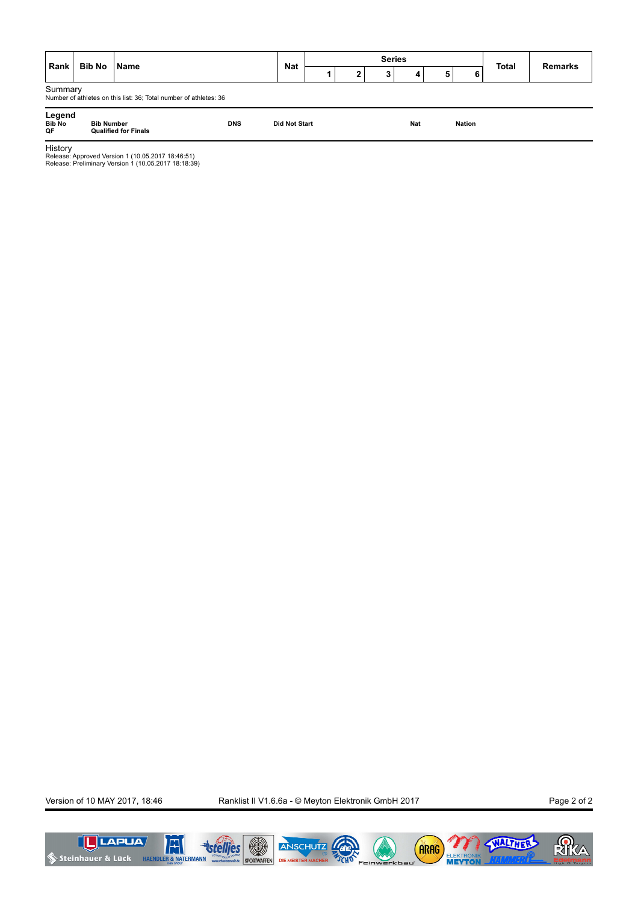| Rank | Bib No | Name | Nat | Series | | | | | | Total | Remarks |
|---|---|---|---|---|---|---|---|---|---|---|---|
| | | | | 1 | 2 | 3 | 4 | 5 | 6 | | |

Summary
Number of athletes on this list: 36; Total number of athletes: 36

**Legend**

| | | | | | |
|---|---|---|---|---|---|
| **Bib No** | **Bib Number** | **DNS** | **Did Not Start** | **Nat** | **Nation** |
| **QF** | **Qualified for Finals** | | | | |

History
Release: Approved Version 1 (10.05.2017 18:46:51)
Release: Preliminary Version 1 (10.05.2017 18:18:39)

Version of 10 MAY 2017, 18:46 Ranklist II V1.6.6a - © Meyton Elektronik GmbH 2017